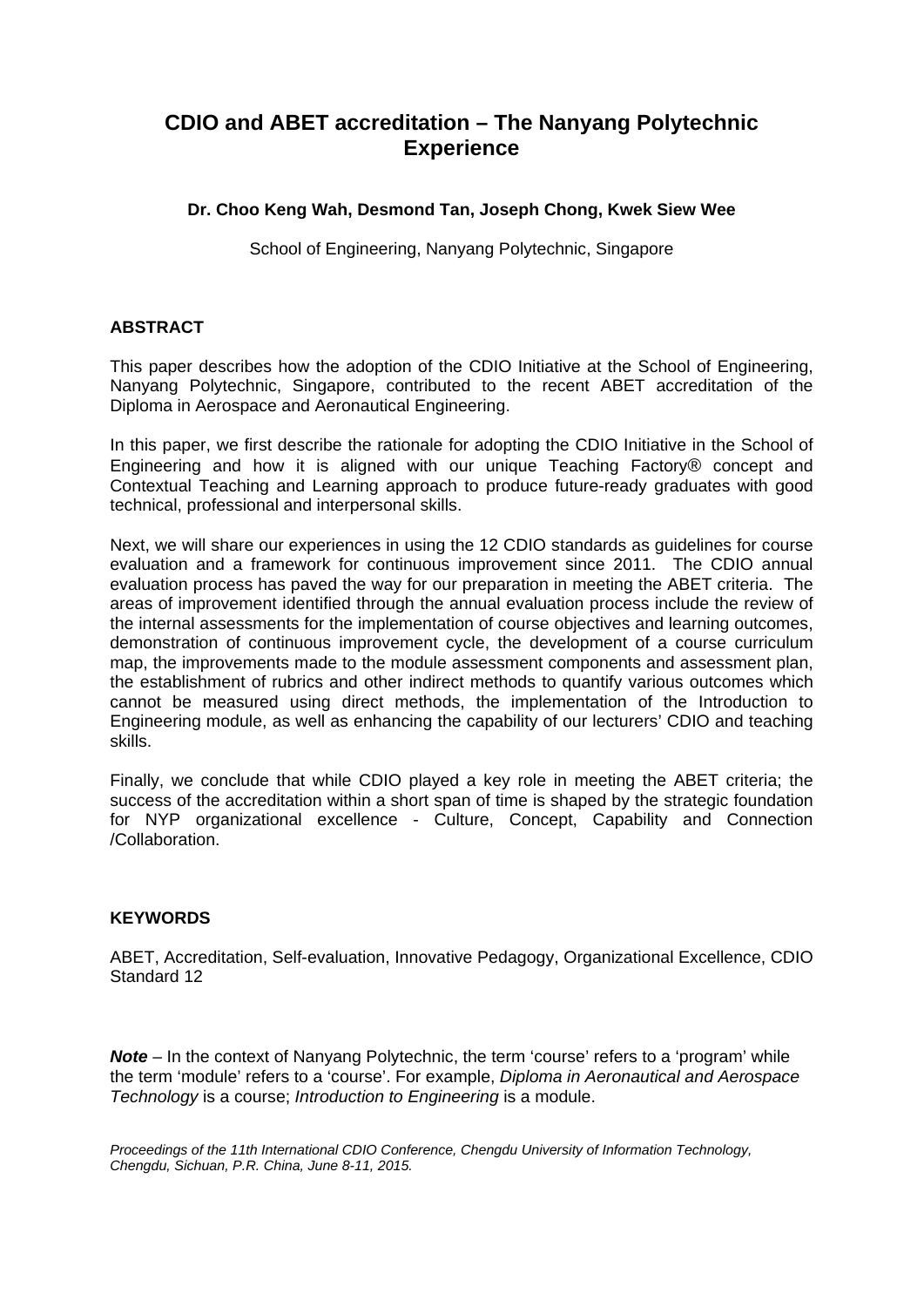# CDIO and ABET accreditation – The Nanyang Polytechnic Experience

**Dr. Choo Keng Wah, Desmond Tan, Joseph Chong, Kwek Siew Wee**

School of Engineering, Nanyang Polytechnic, Singapore

## ABSTRACT

This paper describes how the adoption of the CDIO Initiative at the School of Engineering, Nanyang Polytechnic, Singapore, contributed to the recent ABET accreditation of the Diploma in Aerospace and Aeronautical Engineering.

In this paper, we first describe the rationale for adopting the CDIO Initiative in the School of Engineering and how it is aligned with our unique Teaching Factory® concept and Contextual Teaching and Learning approach to produce future-ready graduates with good technical, professional and interpersonal skills.

Next, we will share our experiences in using the 12 CDIO standards as guidelines for course evaluation and a framework for continuous improvement since 2011. The CDIO annual evaluation process has paved the way for our preparation in meeting the ABET criteria. The areas of improvement identified through the annual evaluation process include the review of the internal assessments for the implementation of course objectives and learning outcomes, demonstration of continuous improvement cycle, the development of a course curriculum map, the improvements made to the module assessment components and assessment plan, the establishment of rubrics and other indirect methods to quantify various outcomes which cannot be measured using direct methods, the implementation of the Introduction to Engineering module, as well as enhancing the capability of our lecturers' CDIO and teaching skills.

Finally, we conclude that while CDIO played a key role in meeting the ABET criteria; the success of the accreditation within a short span of time is shaped by the strategic foundation for NYP organizational excellence - Culture, Concept, Capability and Connection /Collaboration.

## KEYWORDS

ABET, Accreditation, Self-evaluation, Innovative Pedagogy, Organizational Excellence, CDIO Standard 12

***Note*** – In the context of Nanyang Polytechnic, the term 'course' refers to a 'program' while the term 'module' refers to a 'course'. For example, *Diploma in Aeronautical and Aerospace Technology* is a course; *Introduction to Engineering* is a module.

*Proceedings of the 11th International CDIO Conference, Chengdu University of Information Technology, Chengdu, Sichuan, P.R. China, June 8-11, 2015.*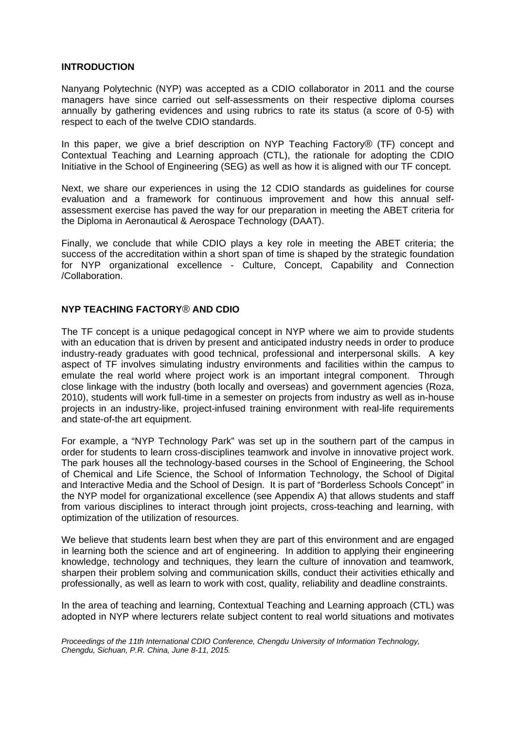## INTRODUCTION

Nanyang Polytechnic (NYP) was accepted as a CDIO collaborator in 2011 and the course managers have since carried out self-assessments on their respective diploma courses annually by gathering evidences and using rubrics to rate its status (a score of 0-5) with respect to each of the twelve CDIO standards.

In this paper, we give a brief description on NYP Teaching Factory® (TF) concept and Contextual Teaching and Learning approach (CTL), the rationale for adopting the CDIO Initiative in the School of Engineering (SEG) as well as how it is aligned with our TF concept.

Next, we share our experiences in using the 12 CDIO standards as guidelines for course evaluation and a framework for continuous improvement and how this annual self-assessment exercise has paved the way for our preparation in meeting the ABET criteria for the Diploma in Aeronautical & Aerospace Technology (DAAT).

Finally, we conclude that while CDIO plays a key role in meeting the ABET criteria; the success of the accreditation within a short span of time is shaped by the strategic foundation for NYP organizational excellence - Culture, Concept, Capability and Connection /Collaboration.

## NYP TEACHING FACTORY® AND CDIO

The TF concept is a unique pedagogical concept in NYP where we aim to provide students with an education that is driven by present and anticipated industry needs in order to produce industry-ready graduates with good technical, professional and interpersonal skills. A key aspect of TF involves simulating industry environments and facilities within the campus to emulate the real world where project work is an important integral component. Through close linkage with the industry (both locally and overseas) and government agencies (Roza, 2010), students will work full-time in a semester on projects from industry as well as in-house projects in an industry-like, project-infused training environment with real-life requirements and state-of-the art equipment.

For example, a "NYP Technology Park" was set up in the southern part of the campus in order for students to learn cross-disciplines teamwork and involve in innovative project work. The park houses all the technology-based courses in the School of Engineering, the School of Chemical and Life Science, the School of Information Technology, the School of Digital and Interactive Media and the School of Design. It is part of "Borderless Schools Concept" in the NYP model for organizational excellence (see Appendix A) that allows students and staff from various disciplines to interact through joint projects, cross-teaching and learning, with optimization of the utilization of resources.

We believe that students learn best when they are part of this environment and are engaged in learning both the science and art of engineering. In addition to applying their engineering knowledge, technology and techniques, they learn the culture of innovation and teamwork, sharpen their problem solving and communication skills, conduct their activities ethically and professionally, as well as learn to work with cost, quality, reliability and deadline constraints.

In the area of teaching and learning, Contextual Teaching and Learning approach (CTL) was adopted in NYP where lecturers relate subject content to real world situations and motivates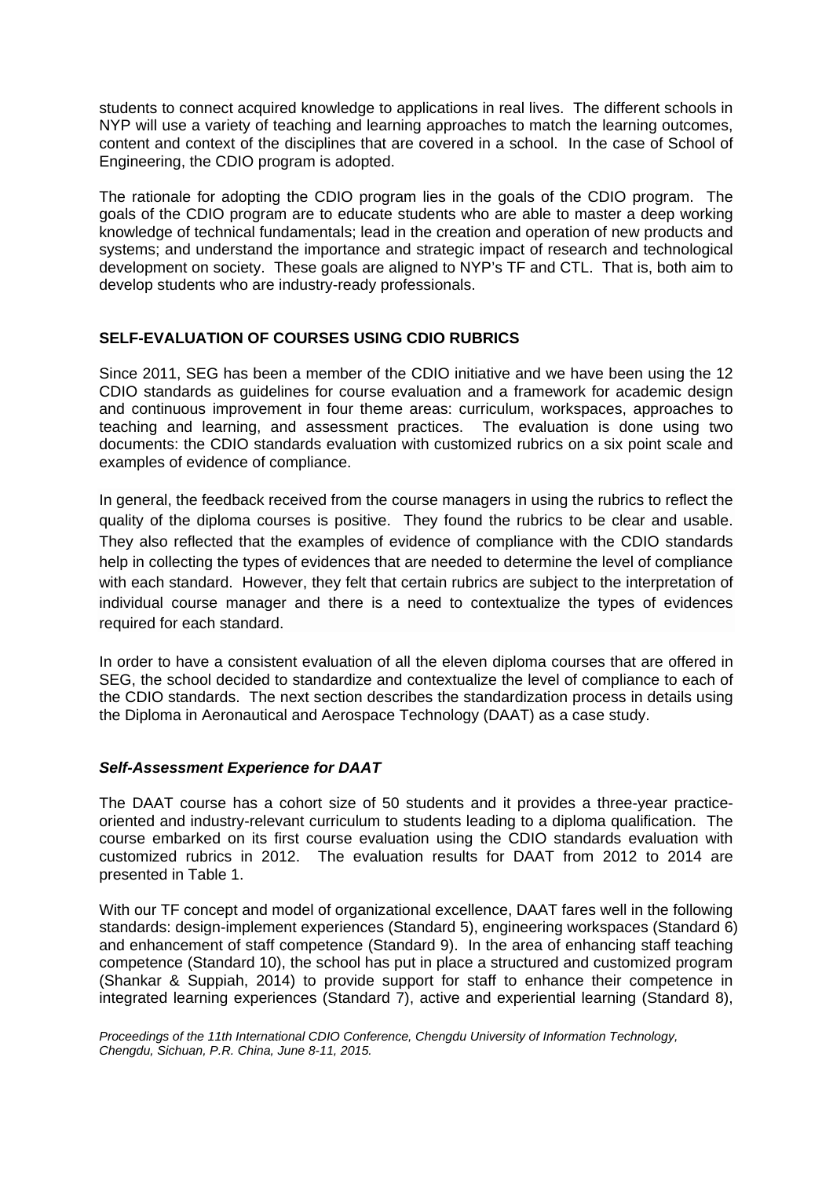students to connect acquired knowledge to applications in real lives. The different schools in NYP will use a variety of teaching and learning approaches to match the learning outcomes, content and context of the disciplines that are covered in a school. In the case of School of Engineering, the CDIO program is adopted.

The rationale for adopting the CDIO program lies in the goals of the CDIO program. The goals of the CDIO program are to educate students who are able to master a deep working knowledge of technical fundamentals; lead in the creation and operation of new products and systems; and understand the importance and strategic impact of research and technological development on society. These goals are aligned to NYP's TF and CTL. That is, both aim to develop students who are industry-ready professionals.

## SELF-EVALUATION OF COURSES USING CDIO RUBRICS

Since 2011, SEG has been a member of the CDIO initiative and we have been using the 12 CDIO standards as guidelines for course evaluation and a framework for academic design and continuous improvement in four theme areas: curriculum, workspaces, approaches to teaching and learning, and assessment practices. The evaluation is done using two documents: the CDIO standards evaluation with customized rubrics on a six point scale and examples of evidence of compliance.

In general, the feedback received from the course managers in using the rubrics to reflect the quality of the diploma courses is positive. They found the rubrics to be clear and usable. They also reflected that the examples of evidence of compliance with the CDIO standards help in collecting the types of evidences that are needed to determine the level of compliance with each standard. However, they felt that certain rubrics are subject to the interpretation of individual course manager and there is a need to contextualize the types of evidences required for each standard.

In order to have a consistent evaluation of all the eleven diploma courses that are offered in SEG, the school decided to standardize and contextualize the level of compliance to each of the CDIO standards. The next section describes the standardization process in details using the Diploma in Aeronautical and Aerospace Technology (DAAT) as a case study.

### *Self-Assessment Experience for DAAT*

The DAAT course has a cohort size of 50 students and it provides a three-year practice-oriented and industry-relevant curriculum to students leading to a diploma qualification. The course embarked on its first course evaluation using the CDIO standards evaluation with customized rubrics in 2012. The evaluation results for DAAT from 2012 to 2014 are presented in Table 1.

With our TF concept and model of organizational excellence, DAAT fares well in the following standards: design-implement experiences (Standard 5), engineering workspaces (Standard 6) and enhancement of staff competence (Standard 9). In the area of enhancing staff teaching competence (Standard 10), the school has put in place a structured and customized program (Shankar & Suppiah, 2014) to provide support for staff to enhance their competence in integrated learning experiences (Standard 7), active and experiential learning (Standard 8),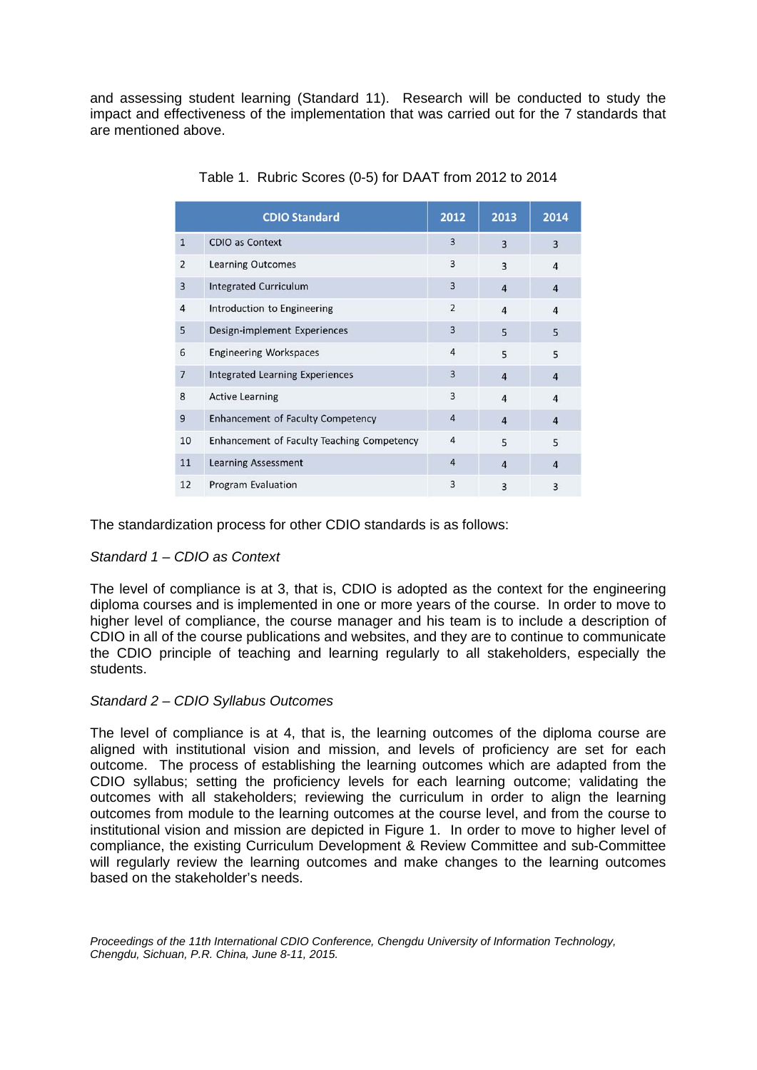and assessing student learning (Standard 11). Research will be conducted to study the impact and effectiveness of the implementation that was carried out for the 7 standards that are mentioned above.

Table 1. Rubric Scores (0-5) for DAAT from 2012 to 2014

| | CDIO Standard | 2012 | 2013 | 2014 |
|---|---|---|---|---|
| 1 | CDIO as Context | 3 | 3 | 3 |
| 2 | Learning Outcomes | 3 | 3 | 4 |
| 3 | Integrated Curriculum | 3 | 4 | 4 |
| 4 | Introduction to Engineering | 2 | 4 | 4 |
| 5 | Design-implement Experiences | 3 | 5 | 5 |
| 6 | Engineering Workspaces | 4 | 5 | 5 |
| 7 | Integrated Learning Experiences | 3 | 4 | 4 |
| 8 | Active Learning | 3 | 4 | 4 |
| 9 | Enhancement of Faculty Competency | 4 | 4 | 4 |
| 10 | Enhancement of Faculty Teaching Competency | 4 | 5 | 5 |
| 11 | Learning Assessment | 4 | 4 | 4 |
| 12 | Program Evaluation | 3 | 3 | 3 |

The standardization process for other CDIO standards is as follows:

*Standard 1 – CDIO as Context*

The level of compliance is at 3, that is, CDIO is adopted as the context for the engineering diploma courses and is implemented in one or more years of the course. In order to move to higher level of compliance, the course manager and his team is to include a description of CDIO in all of the course publications and websites, and they are to continue to communicate the CDIO principle of teaching and learning regularly to all stakeholders, especially the students.

*Standard 2 – CDIO Syllabus Outcomes*

The level of compliance is at 4, that is, the learning outcomes of the diploma course are aligned with institutional vision and mission, and levels of proficiency are set for each outcome. The process of establishing the learning outcomes which are adapted from the CDIO syllabus; setting the proficiency levels for each learning outcome; validating the outcomes with all stakeholders; reviewing the curriculum in order to align the learning outcomes from module to the learning outcomes at the course level, and from the course to institutional vision and mission are depicted in Figure 1. In order to move to higher level of compliance, the existing Curriculum Development & Review Committee and sub-Committee will regularly review the learning outcomes and make changes to the learning outcomes based on the stakeholder's needs.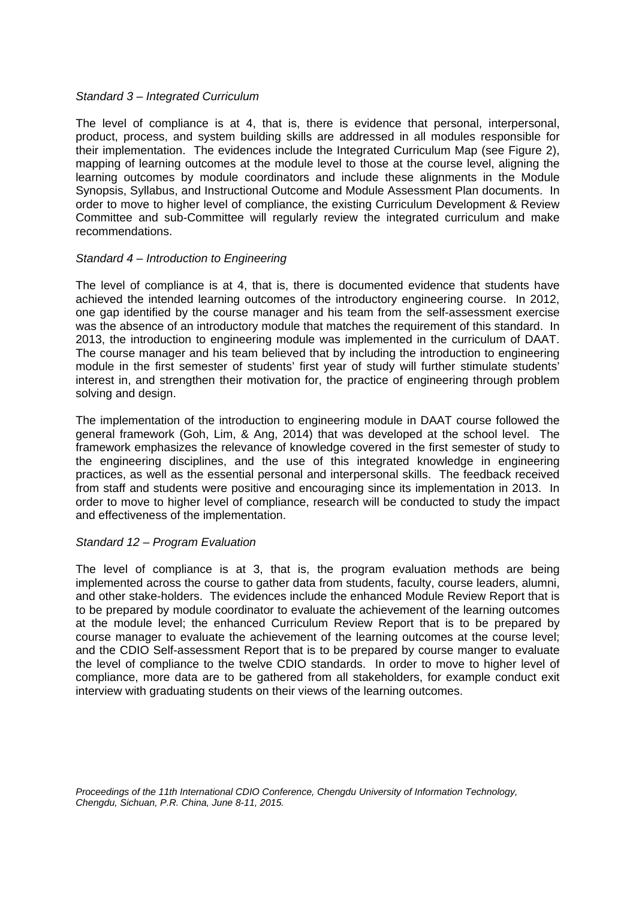*Standard 3 – Integrated Curriculum*

The level of compliance is at 4, that is, there is evidence that personal, interpersonal, product, process, and system building skills are addressed in all modules responsible for their implementation. The evidences include the Integrated Curriculum Map (see Figure 2), mapping of learning outcomes at the module level to those at the course level, aligning the learning outcomes by module coordinators and include these alignments in the Module Synopsis, Syllabus, and Instructional Outcome and Module Assessment Plan documents. In order to move to higher level of compliance, the existing Curriculum Development & Review Committee and sub-Committee will regularly review the integrated curriculum and make recommendations.

*Standard 4 – Introduction to Engineering*

The level of compliance is at 4, that is, there is documented evidence that students have achieved the intended learning outcomes of the introductory engineering course. In 2012, one gap identified by the course manager and his team from the self-assessment exercise was the absence of an introductory module that matches the requirement of this standard. In 2013, the introduction to engineering module was implemented in the curriculum of DAAT. The course manager and his team believed that by including the introduction to engineering module in the first semester of students' first year of study will further stimulate students' interest in, and strengthen their motivation for, the practice of engineering through problem solving and design.

The implementation of the introduction to engineering module in DAAT course followed the general framework (Goh, Lim, & Ang, 2014) that was developed at the school level. The framework emphasizes the relevance of knowledge covered in the first semester of study to the engineering disciplines, and the use of this integrated knowledge in engineering practices, as well as the essential personal and interpersonal skills. The feedback received from staff and students were positive and encouraging since its implementation in 2013. In order to move to higher level of compliance, research will be conducted to study the impact and effectiveness of the implementation.

*Standard 12 – Program Evaluation*

The level of compliance is at 3, that is, the program evaluation methods are being implemented across the course to gather data from students, faculty, course leaders, alumni, and other stake-holders. The evidences include the enhanced Module Review Report that is to be prepared by module coordinator to evaluate the achievement of the learning outcomes at the module level; the enhanced Curriculum Review Report that is to be prepared by course manager to evaluate the achievement of the learning outcomes at the course level; and the CDIO Self-assessment Report that is to be prepared by course manger to evaluate the level of compliance to the twelve CDIO standards. In order to move to higher level of compliance, more data are to be gathered from all stakeholders, for example conduct exit interview with graduating students on their views of the learning outcomes.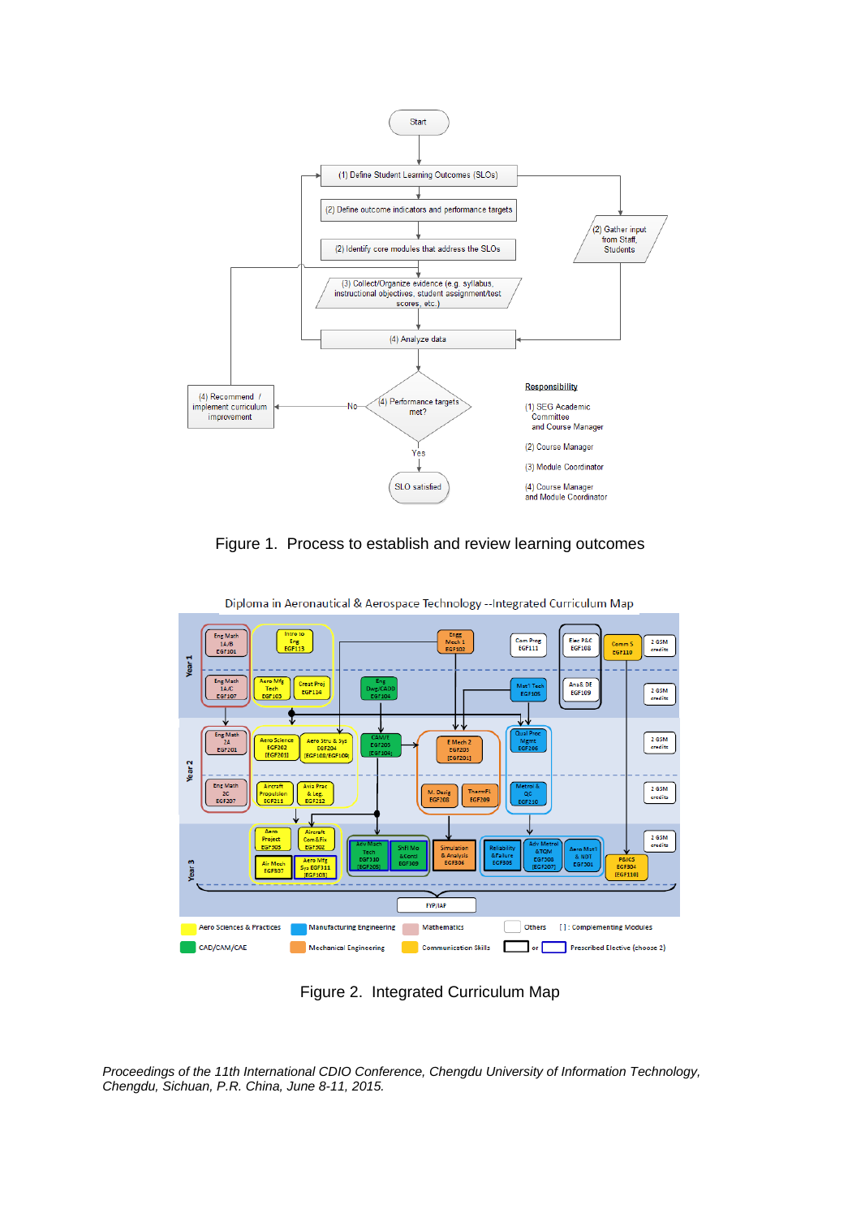Figure 1. Process to establish and review learning outcomes

Figure 2. Integrated Curriculum Map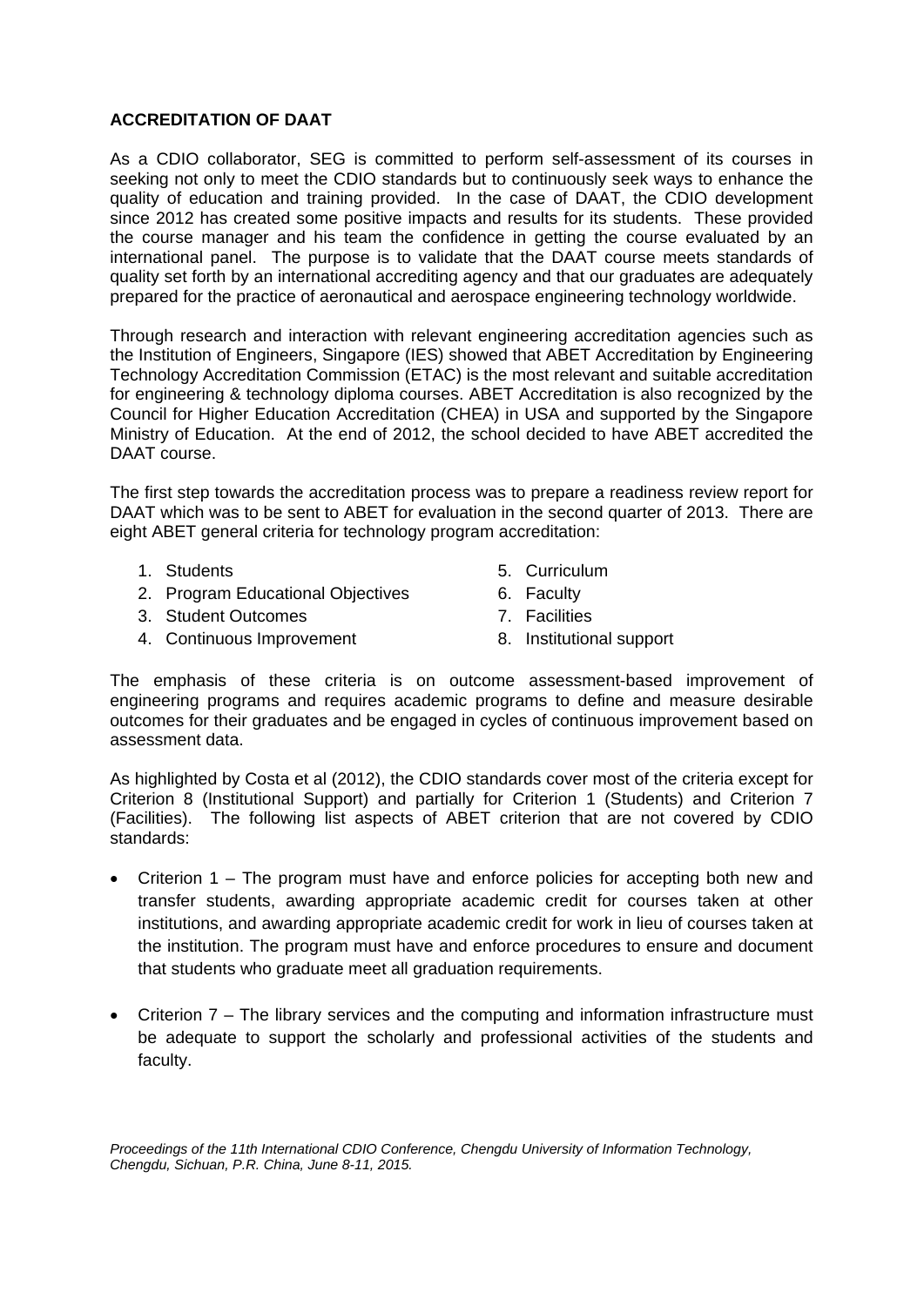**ACCREDITATION OF DAAT**

As a CDIO collaborator, SEG is committed to perform self-assessment of its courses in seeking not only to meet the CDIO standards but to continuously seek ways to enhance the quality of education and training provided. In the case of DAAT, the CDIO development since 2012 has created some positive impacts and results for its students. These provided the course manager and his team the confidence in getting the course evaluated by an international panel. The purpose is to validate that the DAAT course meets standards of quality set forth by an international accrediting agency and that our graduates are adequately prepared for the practice of aeronautical and aerospace engineering technology worldwide.

Through research and interaction with relevant engineering accreditation agencies such as the Institution of Engineers, Singapore (IES) showed that ABET Accreditation by Engineering Technology Accreditation Commission (ETAC) is the most relevant and suitable accreditation for engineering & technology diploma courses. ABET Accreditation is also recognized by the Council for Higher Education Accreditation (CHEA) in USA and supported by the Singapore Ministry of Education. At the end of 2012, the school decided to have ABET accredited the DAAT course.

The first step towards the accreditation process was to prepare a readiness review report for DAAT which was to be sent to ABET for evaluation in the second quarter of 2013. There are eight ABET general criteria for technology program accreditation:

1. Students
2. Program Educational Objectives
3. Student Outcomes
4. Continuous Improvement
5. Curriculum
6. Faculty
7. Facilities
8. Institutional support

The emphasis of these criteria is on outcome assessment-based improvement of engineering programs and requires academic programs to define and measure desirable outcomes for their graduates and be engaged in cycles of continuous improvement based on assessment data.

As highlighted by Costa et al (2012), the CDIO standards cover most of the criteria except for Criterion 8 (Institutional Support) and partially for Criterion 1 (Students) and Criterion 7 (Facilities). The following list aspects of ABET criterion that are not covered by CDIO standards:

- Criterion 1 – The program must have and enforce policies for accepting both new and transfer students, awarding appropriate academic credit for courses taken at other institutions, and awarding appropriate academic credit for work in lieu of courses taken at the institution. The program must have and enforce procedures to ensure and document that students who graduate meet all graduation requirements.

- Criterion 7 – The library services and the computing and information infrastructure must be adequate to support the scholarly and professional activities of the students and faculty.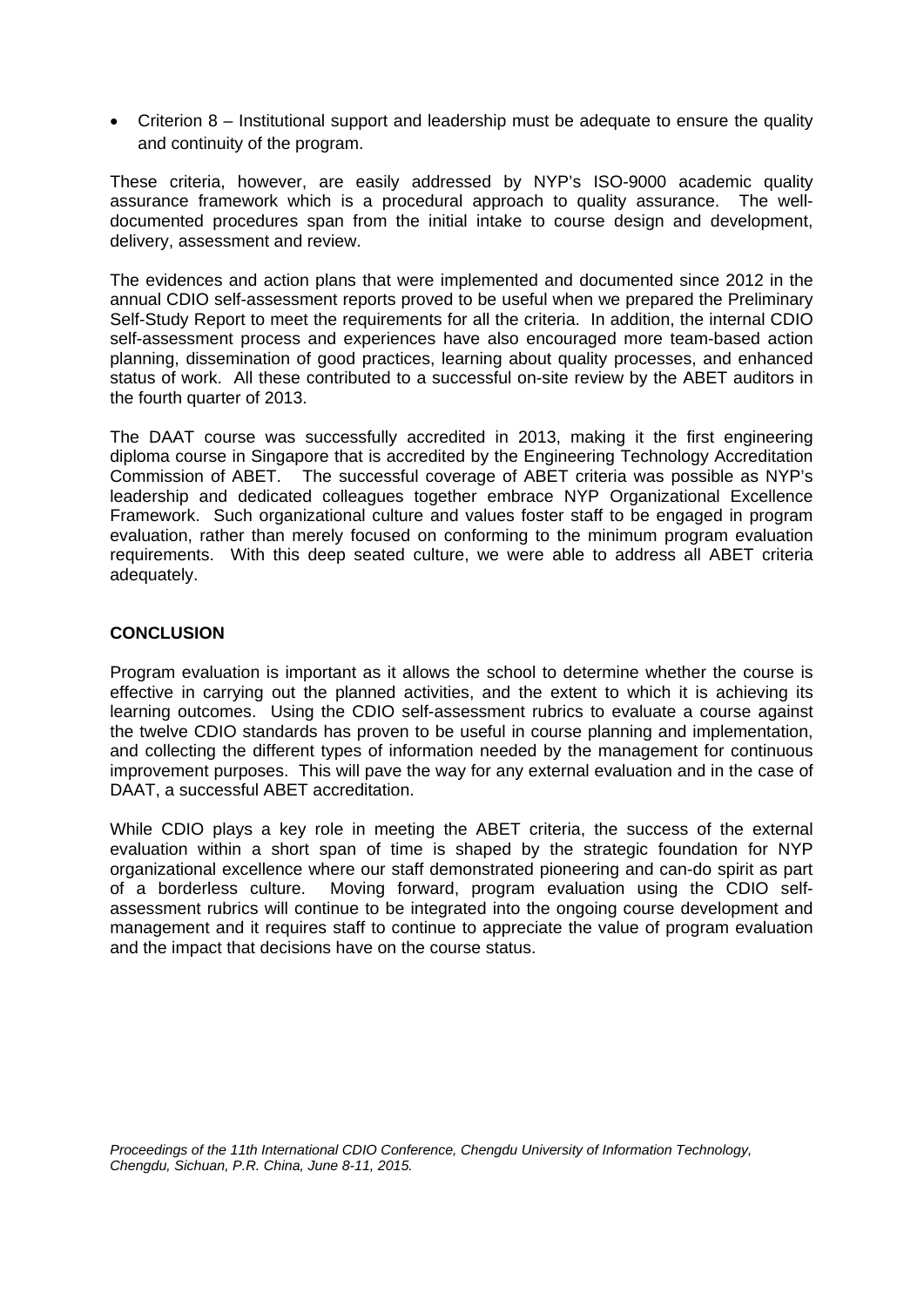- Criterion 8 – Institutional support and leadership must be adequate to ensure the quality and continuity of the program.

These criteria, however, are easily addressed by NYP's ISO-9000 academic quality assurance framework which is a procedural approach to quality assurance. The well-documented procedures span from the initial intake to course design and development, delivery, assessment and review.

The evidences and action plans that were implemented and documented since 2012 in the annual CDIO self-assessment reports proved to be useful when we prepared the Preliminary Self-Study Report to meet the requirements for all the criteria. In addition, the internal CDIO self-assessment process and experiences have also encouraged more team-based action planning, dissemination of good practices, learning about quality processes, and enhanced status of work. All these contributed to a successful on-site review by the ABET auditors in the fourth quarter of 2013.

The DAAT course was successfully accredited in 2013, making it the first engineering diploma course in Singapore that is accredited by the Engineering Technology Accreditation Commission of ABET. The successful coverage of ABET criteria was possible as NYP's leadership and dedicated colleagues together embrace NYP Organizational Excellence Framework. Such organizational culture and values foster staff to be engaged in program evaluation, rather than merely focused on conforming to the minimum program evaluation requirements. With this deep seated culture, we were able to address all ABET criteria adequately.

## CONCLUSION

Program evaluation is important as it allows the school to determine whether the course is effective in carrying out the planned activities, and the extent to which it is achieving its learning outcomes. Using the CDIO self-assessment rubrics to evaluate a course against the twelve CDIO standards has proven to be useful in course planning and implementation, and collecting the different types of information needed by the management for continuous improvement purposes. This will pave the way for any external evaluation and in the case of DAAT, a successful ABET accreditation.

While CDIO plays a key role in meeting the ABET criteria, the success of the external evaluation within a short span of time is shaped by the strategic foundation for NYP organizational excellence where our staff demonstrated pioneering and can-do spirit as part of a borderless culture. Moving forward, program evaluation using the CDIO self-assessment rubrics will continue to be integrated into the ongoing course development and management and it requires staff to continue to appreciate the value of program evaluation and the impact that decisions have on the course status.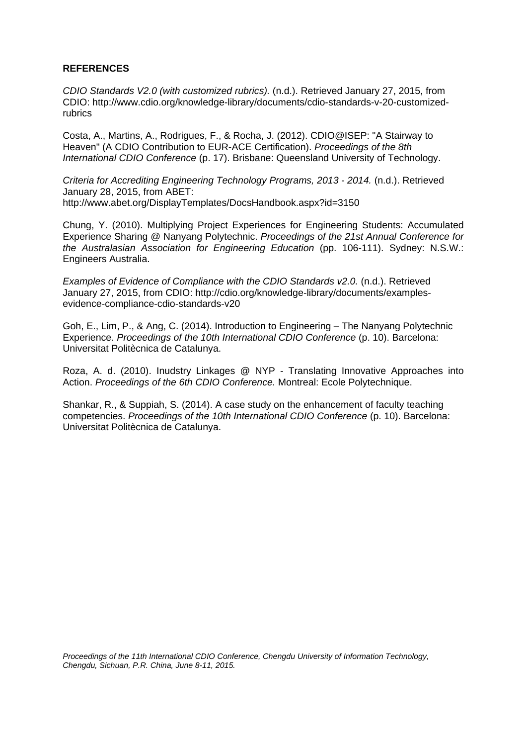**REFERENCES**

*CDIO Standards V2.0 (with customized rubrics).* (n.d.). Retrieved January 27, 2015, from CDIO: http://www.cdio.org/knowledge-library/documents/cdio-standards-v-20-customized-rubrics

Costa, A., Martins, A., Rodrigues, F., & Rocha, J. (2012). CDIO@ISEP: "A Stairway to Heaven" (A CDIO Contribution to EUR-ACE Certification). *Proceedings of the 8th International CDIO Conference* (p. 17). Brisbane: Queensland University of Technology.

*Criteria for Accrediting Engineering Technology Programs, 2013 - 2014.* (n.d.). Retrieved January 28, 2015, from ABET: http://www.abet.org/DisplayTemplates/DocsHandbook.aspx?id=3150

Chung, Y. (2010). Multiplying Project Experiences for Engineering Students: Accumulated Experience Sharing @ Nanyang Polytechnic. *Proceedings of the 21st Annual Conference for the Australasian Association for Engineering Education* (pp. 106-111). Sydney: N.S.W.: Engineers Australia.

*Examples of Evidence of Compliance with the CDIO Standards v2.0.* (n.d.). Retrieved January 27, 2015, from CDIO: http://cdio.org/knowledge-library/documents/examples-evidence-compliance-cdio-standards-v20

Goh, E., Lim, P., & Ang, C. (2014). Introduction to Engineering – The Nanyang Polytechnic Experience. *Proceedings of the 10th International CDIO Conference* (p. 10). Barcelona: Universitat Politècnica de Catalunya.

Roza, A. d. (2010). Inudstry Linkages @ NYP - Translating Innovative Approaches into Action. *Proceedings of the 6th CDIO Conference.* Montreal: Ecole Polytechnique.

Shankar, R., & Suppiah, S. (2014). A case study on the enhancement of faculty teaching competencies. *Proceedings of the 10th International CDIO Conference* (p. 10). Barcelona: Universitat Politècnica de Catalunya.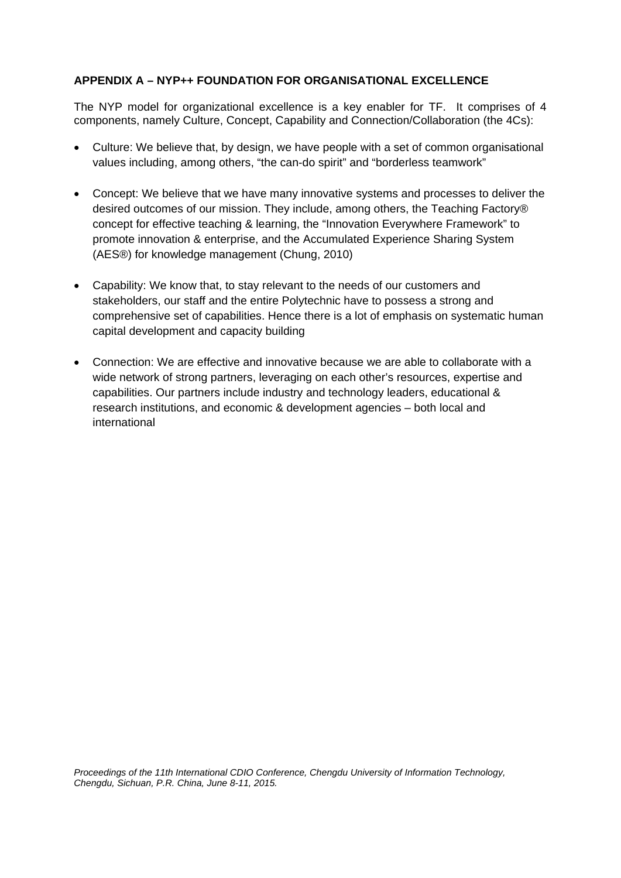## APPENDIX A – NYP++ FOUNDATION FOR ORGANISATIONAL EXCELLENCE

The NYP model for organizational excellence is a key enabler for TF. It comprises of 4 components, namely Culture, Concept, Capability and Connection/Collaboration (the 4Cs):

- Culture: We believe that, by design, we have people with a set of common organisational values including, among others, "the can-do spirit" and "borderless teamwork"

- Concept: We believe that we have many innovative systems and processes to deliver the desired outcomes of our mission. They include, among others, the Teaching Factory® concept for effective teaching & learning, the "Innovation Everywhere Framework" to promote innovation & enterprise, and the Accumulated Experience Sharing System (AES®) for knowledge management (Chung, 2010)

- Capability: We know that, to stay relevant to the needs of our customers and stakeholders, our staff and the entire Polytechnic have to possess a strong and comprehensive set of capabilities. Hence there is a lot of emphasis on systematic human capital development and capacity building

- Connection: We are effective and innovative because we are able to collaborate with a wide network of strong partners, leveraging on each other's resources, expertise and capabilities. Our partners include industry and technology leaders, educational & research institutions, and economic & development agencies – both local and international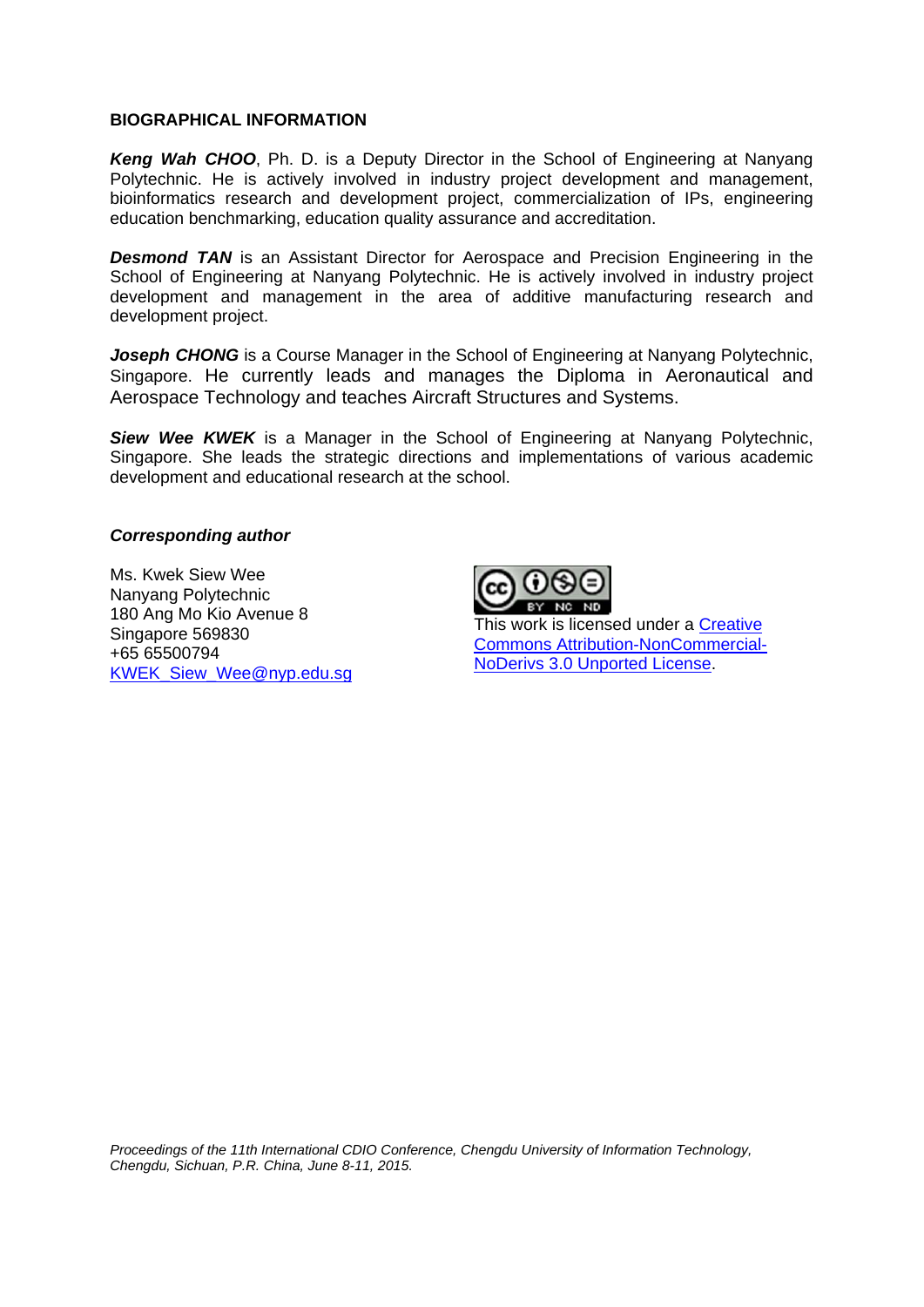## BIOGRAPHICAL INFORMATION

***Keng Wah CHOO***, Ph. D. is a Deputy Director in the School of Engineering at Nanyang Polytechnic. He is actively involved in industry project development and management, bioinformatics research and development project, commercialization of IPs, engineering education benchmarking, education quality assurance and accreditation.

***Desmond TAN*** is an Assistant Director for Aerospace and Precision Engineering in the School of Engineering at Nanyang Polytechnic. He is actively involved in industry project development and management in the area of additive manufacturing research and development project.

***Joseph CHONG*** is a Course Manager in the School of Engineering at Nanyang Polytechnic, Singapore. He currently leads and manages the Diploma in Aeronautical and Aerospace Technology and teaches Aircraft Structures and Systems.

***Siew Wee KWEK*** is a Manager in the School of Engineering at Nanyang Polytechnic, Singapore. She leads the strategic directions and implementations of various academic development and educational research at the school.

### *Corresponding author*

Ms. Kwek Siew Wee
Nanyang Polytechnic
180 Ang Mo Kio Avenue 8
Singapore 569830
+65 65500794
KWEK_Siew_Wee@nyp.edu.sg

This work is licensed under a Creative Commons Attribution-NonCommercial-NoDerivs 3.0 Unported License.

*Proceedings of the 11th International CDIO Conference, Chengdu University of Information Technology, Chengdu, Sichuan, P.R. China, June 8-11, 2015.*